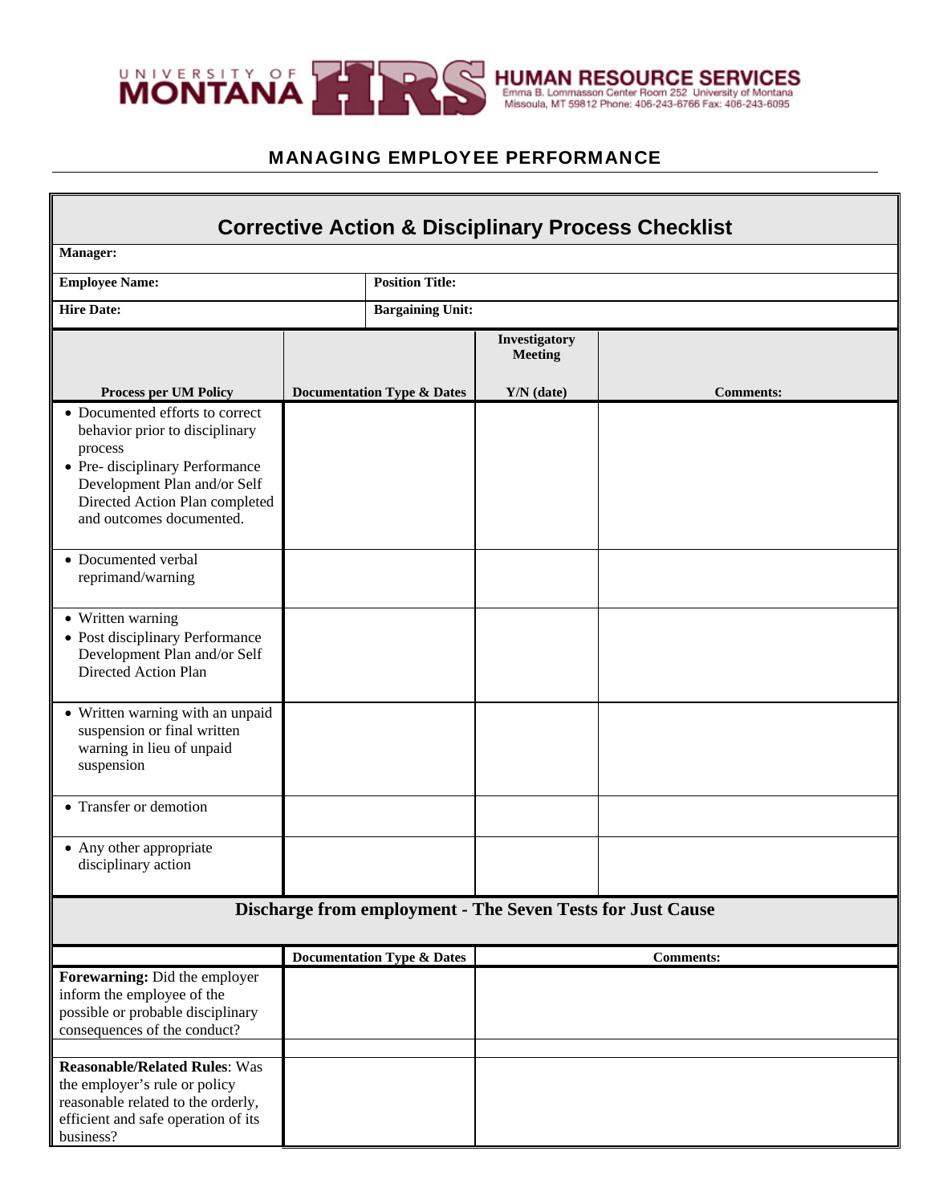UNIVERSITY OF MONTANA HRS **HUMAN RESOURCE SERVICES**
Emma B. Lommasson Center Room 252 University of Montana
Missoula, MT 59812 Phone: 406-243-6766 Fax: 406-243-6095

## MANAGING EMPLOYEE PERFORMANCE

### Corrective Action & Disciplinary Process Checklist

| | |
|---|---|
| **Manager:** | |
| **Employee Name:** | **Position Title:** |
| **Hire Date:** | **Bargaining Unit:** |

| Process per UM Policy | Documentation Type & Dates | Investigatory Meeting Y/N (date) | Comments: |
|---|---|---|---|
| • Documented efforts to correct behavior prior to disciplinary process<br>• Pre- disciplinary Performance Development Plan and/or Self Directed Action Plan completed and outcomes documented. | | | |
| • Documented verbal reprimand/warning | | | |
| • Written warning<br>• Post disciplinary Performance Development Plan and/or Self Directed Action Plan | | | |
| • Written warning with an unpaid suspension or final written warning in lieu of unpaid suspension | | | |
| • Transfer or demotion | | | |
| • Any other appropriate disciplinary action | | | |

### Discharge from employment - The Seven Tests for Just Cause

| | Documentation Type & Dates | Comments: |
|---|---|---|
| **Forewarning:** Did the employer inform the employee of the possible or probable disciplinary consequences of the conduct? | | |
| | | |
| **Reasonable/Related Rules**: Was the employer's rule or policy reasonable related to the orderly, efficient and safe operation of its business? | | |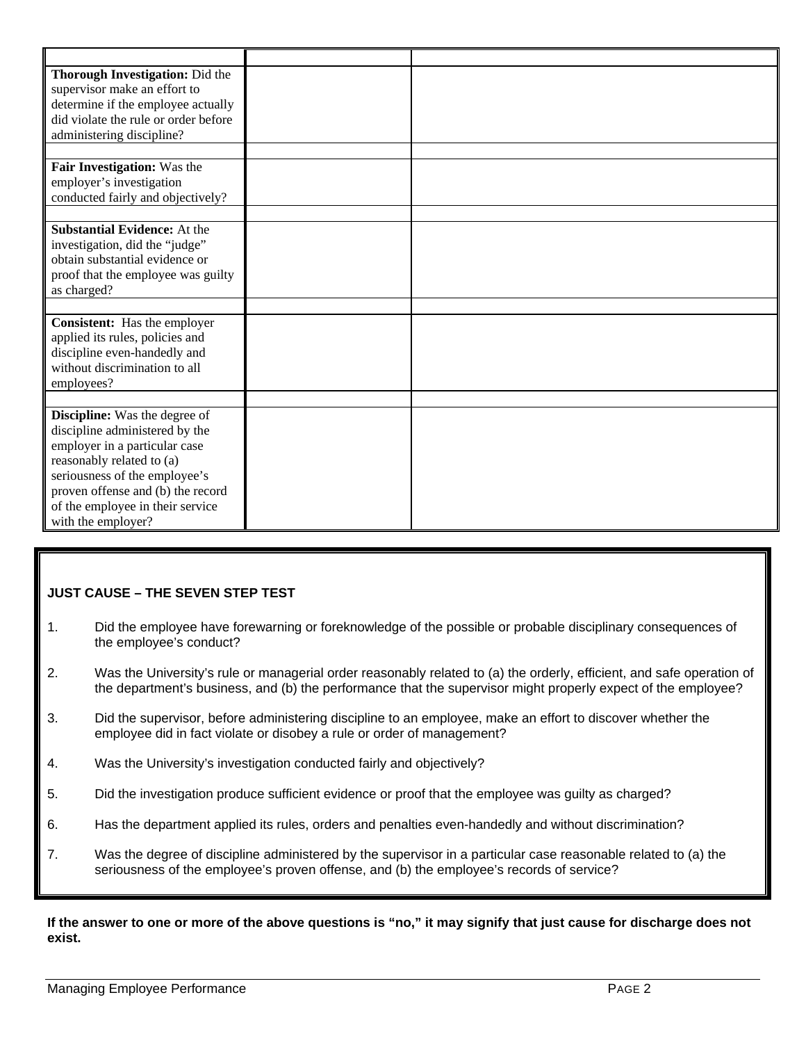| | | |
|---|---|---|
| **Thorough Investigation:** Did the supervisor make an effort to determine if the employee actually did violate the rule or order before administering discipline? | | |
| | | |
| **Fair Investigation:** Was the employer's investigation conducted fairly and objectively? | | |
| | | |
| **Substantial Evidence:** At the investigation, did the "judge" obtain substantial evidence or proof that the employee was guilty as charged? | | |
| | | |
| **Consistent:** Has the employer applied its rules, policies and discipline even-handedly and without discrimination to all employees? | | |
| | | |
| **Discipline:** Was the degree of discipline administered by the employer in a particular case reasonably related to (a) seriousness of the employee's proven offense and (b) the record of the employee in their service with the employer? | | |

**JUST CAUSE – THE SEVEN STEP TEST**

1. Did the employee have forewarning or foreknowledge of the possible or probable disciplinary consequences of the employee's conduct?
2. Was the University's rule or managerial order reasonably related to (a) the orderly, efficient, and safe operation of the department's business, and (b) the performance that the supervisor might properly expect of the employee?
3. Did the supervisor, before administering discipline to an employee, make an effort to discover whether the employee did in fact violate or disobey a rule or order of management?
4. Was the University's investigation conducted fairly and objectively?
5. Did the investigation produce sufficient evidence or proof that the employee was guilty as charged?
6. Has the department applied its rules, orders and penalties even-handedly and without discrimination?
7. Was the degree of discipline administered by the supervisor in a particular case reasonable related to (a) the seriousness of the employee's proven offense, and (b) the employee's records of service?

**If the answer to one or more of the above questions is "no," it may signify that just cause for discharge does not exist.**